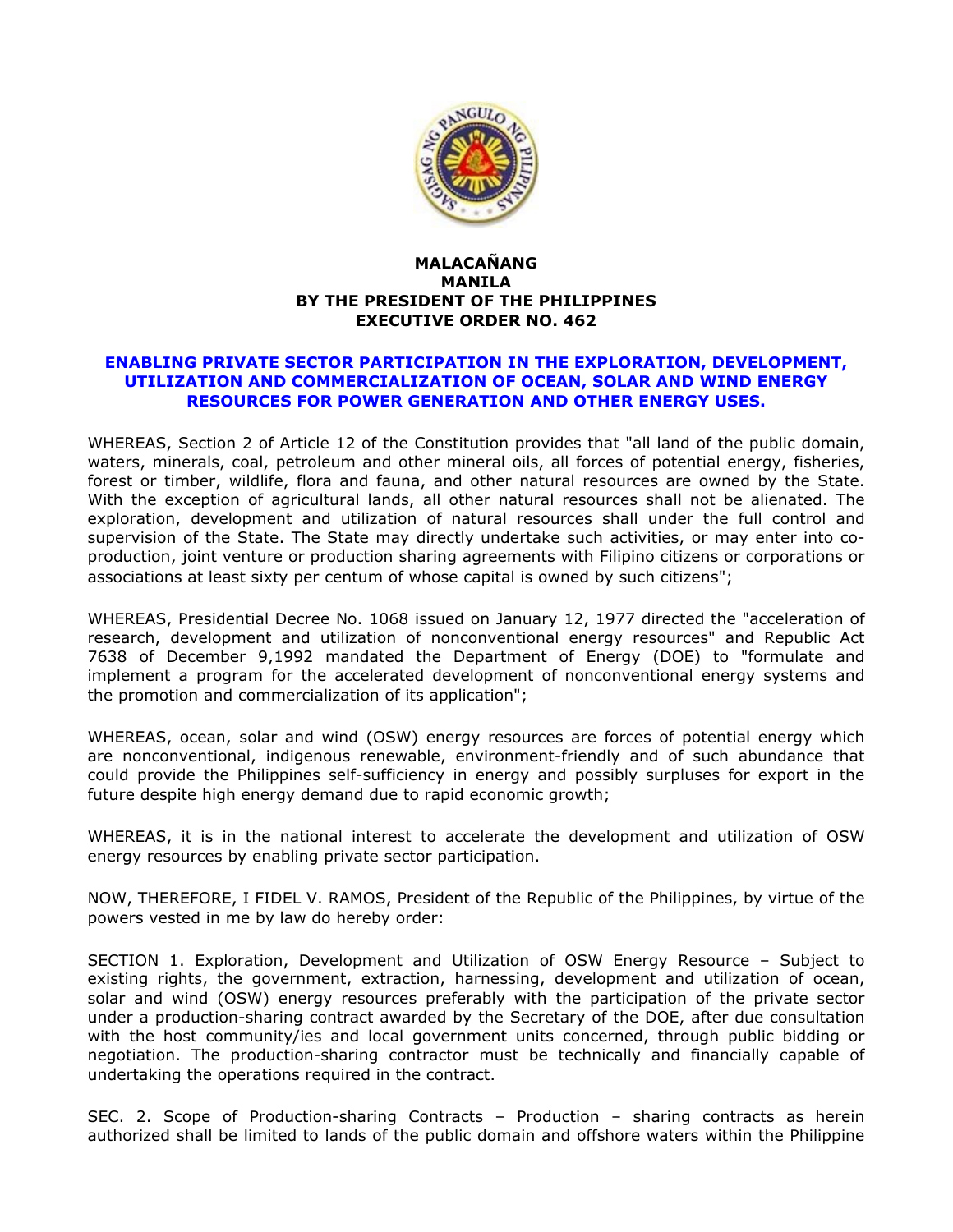**MALACAÑANG**
**MANILA**
**BY THE PRESIDENT OF THE PHILIPPINES**
**EXECUTIVE ORDER NO. 462**

# ENABLING PRIVATE SECTOR PARTICIPATION IN THE EXPLORATION, DEVELOPMENT, UTILIZATION AND COMMERCIALIZATION OF OCEAN, SOLAR AND WIND ENERGY RESOURCES FOR POWER GENERATION AND OTHER ENERGY USES.

WHEREAS, Section 2 of Article 12 of the Constitution provides that "all land of the public domain, waters, minerals, coal, petroleum and other mineral oils, all forces of potential energy, fisheries, forest or timber, wildlife, flora and fauna, and other natural resources are owned by the State. With the exception of agricultural lands, all other natural resources shall not be alienated. The exploration, development and utilization of natural resources shall under the full control and supervision of the State. The State may directly undertake such activities, or may enter into co-production, joint venture or production sharing agreements with Filipino citizens or corporations or associations at least sixty per centum of whose capital is owned by such citizens";

WHEREAS, Presidential Decree No. 1068 issued on January 12, 1977 directed the "acceleration of research, development and utilization of nonconventional energy resources" and Republic Act 7638 of December 9,1992 mandated the Department of Energy (DOE) to "formulate and implement a program for the accelerated development of nonconventional energy systems and the promotion and commercialization of its application";

WHEREAS, ocean, solar and wind (OSW) energy resources are forces of potential energy which are nonconventional, indigenous renewable, environment-friendly and of such abundance that could provide the Philippines self-sufficiency in energy and possibly surpluses for export in the future despite high energy demand due to rapid economic growth;

WHEREAS, it is in the national interest to accelerate the development and utilization of OSW energy resources by enabling private sector participation.

NOW, THEREFORE, I FIDEL V. RAMOS, President of the Republic of the Philippines, by virtue of the powers vested in me by law do hereby order:

SECTION 1. Exploration, Development and Utilization of OSW Energy Resource – Subject to existing rights, the government, extraction, harnessing, development and utilization of ocean, solar and wind (OSW) energy resources preferably with the participation of the private sector under a production-sharing contract awarded by the Secretary of the DOE, after due consultation with the host community/ies and local government units concerned, through public bidding or negotiation. The production-sharing contractor must be technically and financially capable of undertaking the operations required in the contract.

SEC. 2. Scope of Production-sharing Contracts – Production – sharing contracts as herein authorized shall be limited to lands of the public domain and offshore waters within the Philippine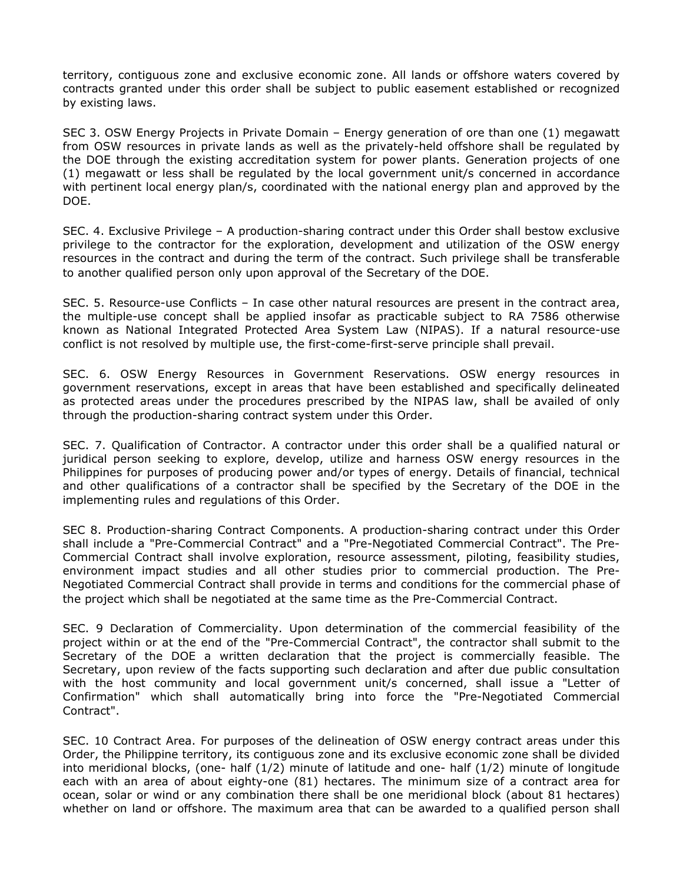territory, contiguous zone and exclusive economic zone. All lands or offshore waters covered by contracts granted under this order shall be subject to public easement established or recognized by existing laws.

SEC 3. OSW Energy Projects in Private Domain – Energy generation of ore than one (1) megawatt from OSW resources in private lands as well as the privately-held offshore shall be regulated by the DOE through the existing accreditation system for power plants. Generation projects of one (1) megawatt or less shall be regulated by the local government unit/s concerned in accordance with pertinent local energy plan/s, coordinated with the national energy plan and approved by the DOE.

SEC. 4. Exclusive Privilege – A production-sharing contract under this Order shall bestow exclusive privilege to the contractor for the exploration, development and utilization of the OSW energy resources in the contract and during the term of the contract. Such privilege shall be transferable to another qualified person only upon approval of the Secretary of the DOE.

SEC. 5. Resource-use Conflicts – In case other natural resources are present in the contract area, the multiple-use concept shall be applied insofar as practicable subject to RA 7586 otherwise known as National Integrated Protected Area System Law (NIPAS). If a natural resource-use conflict is not resolved by multiple use, the first-come-first-serve principle shall prevail.

SEC. 6. OSW Energy Resources in Government Reservations. OSW energy resources in government reservations, except in areas that have been established and specifically delineated as protected areas under the procedures prescribed by the NIPAS law, shall be availed of only through the production-sharing contract system under this Order.

SEC. 7. Qualification of Contractor. A contractor under this order shall be a qualified natural or juridical person seeking to explore, develop, utilize and harness OSW energy resources in the Philippines for purposes of producing power and/or types of energy. Details of financial, technical and other qualifications of a contractor shall be specified by the Secretary of the DOE in the implementing rules and regulations of this Order.

SEC 8. Production-sharing Contract Components. A production-sharing contract under this Order shall include a "Pre-Commercial Contract" and a "Pre-Negotiated Commercial Contract". The Pre-Commercial Contract shall involve exploration, resource assessment, piloting, feasibility studies, environment impact studies and all other studies prior to commercial production. The Pre-Negotiated Commercial Contract shall provide in terms and conditions for the commercial phase of the project which shall be negotiated at the same time as the Pre-Commercial Contract.

SEC. 9 Declaration of Commerciality. Upon determination of the commercial feasibility of the project within or at the end of the "Pre-Commercial Contract", the contractor shall submit to the Secretary of the DOE a written declaration that the project is commercially feasible. The Secretary, upon review of the facts supporting such declaration and after due public consultation with the host community and local government unit/s concerned, shall issue a "Letter of Confirmation" which shall automatically bring into force the "Pre-Negotiated Commercial Contract".

SEC. 10 Contract Area. For purposes of the delineation of OSW energy contract areas under this Order, the Philippine territory, its contiguous zone and its exclusive economic zone shall be divided into meridional blocks, (one- half (1/2) minute of latitude and one- half (1/2) minute of longitude each with an area of about eighty-one (81) hectares. The minimum size of a contract area for ocean, solar or wind or any combination there shall be one meridional block (about 81 hectares) whether on land or offshore. The maximum area that can be awarded to a qualified person shall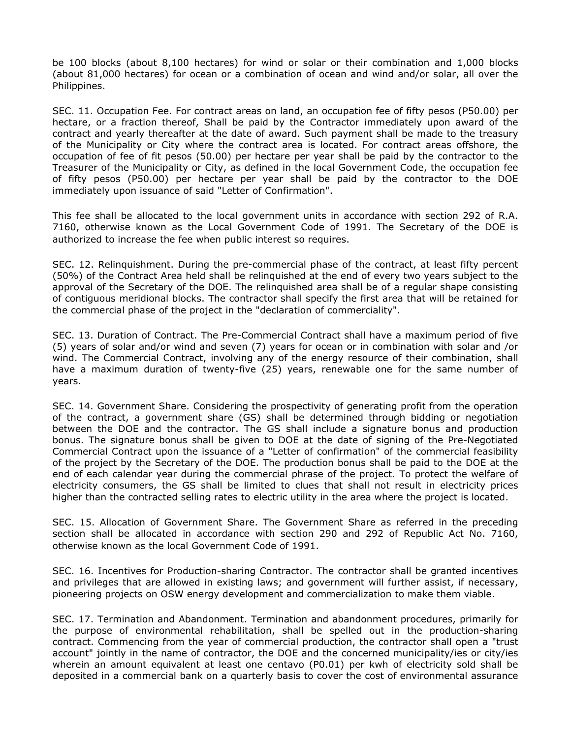be 100 blocks (about 8,100 hectares) for wind or solar or their combination and 1,000 blocks (about 81,000 hectares) for ocean or a combination of ocean and wind and/or solar, all over the Philippines.

SEC. 11. Occupation Fee. For contract areas on land, an occupation fee of fifty pesos (P50.00) per hectare, or a fraction thereof, Shall be paid by the Contractor immediately upon award of the contract and yearly thereafter at the date of award. Such payment shall be made to the treasury of the Municipality or City where the contract area is located. For contract areas offshore, the occupation of fee of fit pesos (50.00) per hectare per year shall be paid by the contractor to the Treasurer of the Municipality or City, as defined in the local Government Code, the occupation fee of fifty pesos (P50.00) per hectare per year shall be paid by the contractor to the DOE immediately upon issuance of said "Letter of Confirmation".

This fee shall be allocated to the local government units in accordance with section 292 of R.A. 7160, otherwise known as the Local Government Code of 1991. The Secretary of the DOE is authorized to increase the fee when public interest so requires.

SEC. 12. Relinquishment. During the pre-commercial phase of the contract, at least fifty percent (50%) of the Contract Area held shall be relinquished at the end of every two years subject to the approval of the Secretary of the DOE. The relinquished area shall be of a regular shape consisting of contiguous meridional blocks. The contractor shall specify the first area that will be retained for the commercial phase of the project in the "declaration of commerciality".

SEC. 13. Duration of Contract. The Pre-Commercial Contract shall have a maximum period of five (5) years of solar and/or wind and seven (7) years for ocean or in combination with solar and /or wind. The Commercial Contract, involving any of the energy resource of their combination, shall have a maximum duration of twenty-five (25) years, renewable one for the same number of years.

SEC. 14. Government Share. Considering the prospectivity of generating profit from the operation of the contract, a government share (GS) shall be determined through bidding or negotiation between the DOE and the contractor. The GS shall include a signature bonus and production bonus. The signature bonus shall be given to DOE at the date of signing of the Pre-Negotiated Commercial Contract upon the issuance of a "Letter of confirmation" of the commercial feasibility of the project by the Secretary of the DOE. The production bonus shall be paid to the DOE at the end of each calendar year during the commercial phrase of the project. To protect the welfare of electricity consumers, the GS shall be limited to clues that shall not result in electricity prices higher than the contracted selling rates to electric utility in the area where the project is located.

SEC. 15. Allocation of Government Share. The Government Share as referred in the preceding section shall be allocated in accordance with section 290 and 292 of Republic Act No. 7160, otherwise known as the local Government Code of 1991.

SEC. 16. Incentives for Production-sharing Contractor. The contractor shall be granted incentives and privileges that are allowed in existing laws; and government will further assist, if necessary, pioneering projects on OSW energy development and commercialization to make them viable.

SEC. 17. Termination and Abandonment. Termination and abandonment procedures, primarily for the purpose of environmental rehabilitation, shall be spelled out in the production-sharing contract. Commencing from the year of commercial production, the contractor shall open a "trust account" jointly in the name of contractor, the DOE and the concerned municipality/ies or city/ies wherein an amount equivalent at least one centavo (P0.01) per kwh of electricity sold shall be deposited in a commercial bank on a quarterly basis to cover the cost of environmental assurance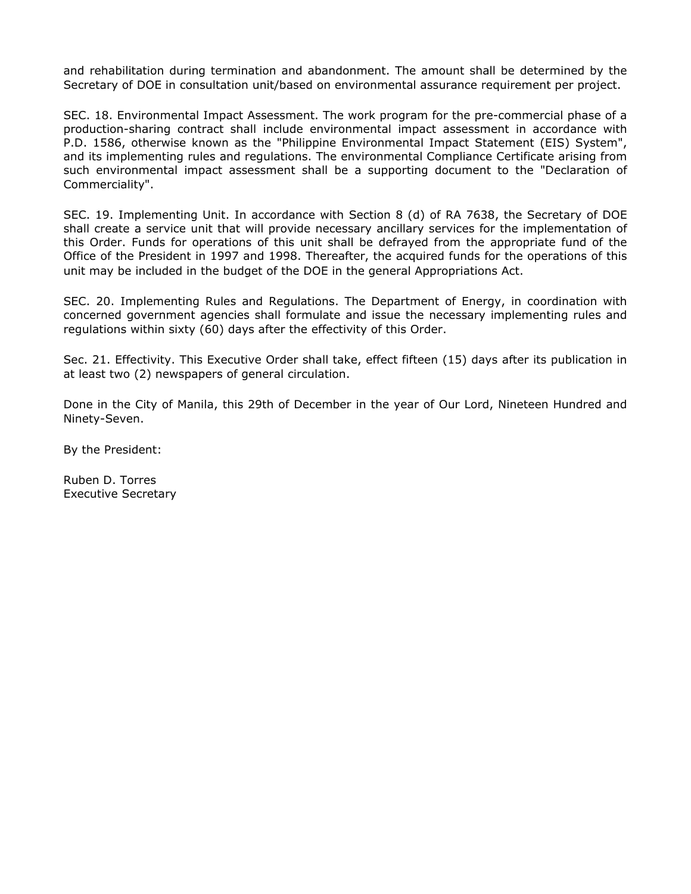and rehabilitation during termination and abandonment. The amount shall be determined by the Secretary of DOE in consultation unit/based on environmental assurance requirement per project.

SEC. 18. Environmental Impact Assessment. The work program for the pre-commercial phase of a production-sharing contract shall include environmental impact assessment in accordance with P.D. 1586, otherwise known as the "Philippine Environmental Impact Statement (EIS) System", and its implementing rules and regulations. The environmental Compliance Certificate arising from such environmental impact assessment shall be a supporting document to the "Declaration of Commerciality".

SEC. 19. Implementing Unit. In accordance with Section 8 (d) of RA 7638, the Secretary of DOE shall create a service unit that will provide necessary ancillary services for the implementation of this Order. Funds for operations of this unit shall be defrayed from the appropriate fund of the Office of the President in 1997 and 1998. Thereafter, the acquired funds for the operations of this unit may be included in the budget of the DOE in the general Appropriations Act.

SEC. 20. Implementing Rules and Regulations. The Department of Energy, in coordination with concerned government agencies shall formulate and issue the necessary implementing rules and regulations within sixty (60) days after the effectivity of this Order.

Sec. 21. Effectivity. This Executive Order shall take, effect fifteen (15) days after its publication in at least two (2) newspapers of general circulation.

Done in the City of Manila, this 29th of December in the year of Our Lord, Nineteen Hundred and Ninety-Seven.

By the President:

Ruben D. Torres
Executive Secretary